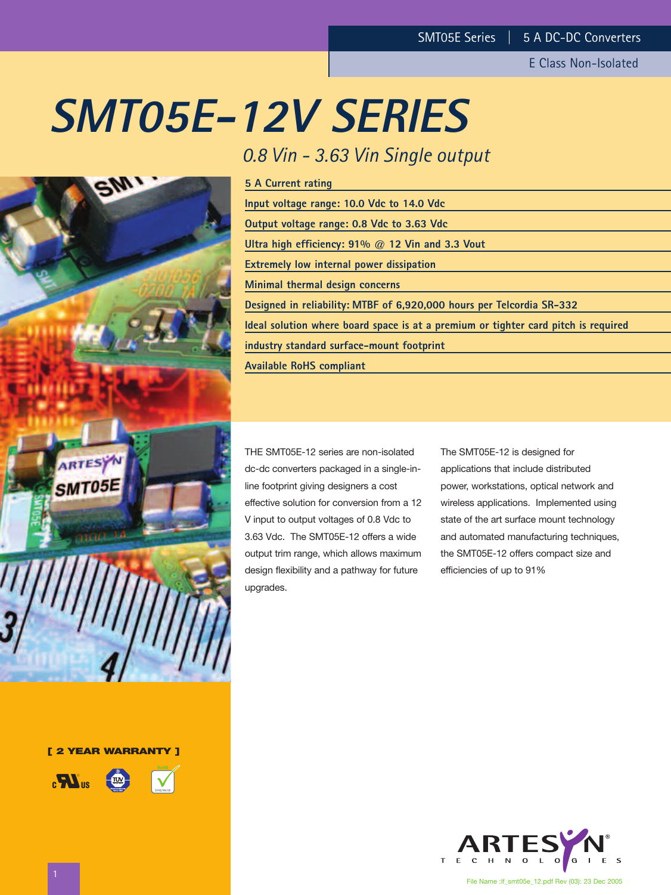SMT05E Series | 5 A DC-DC Converters

E Class Non-Isolated

# SMT05E-12V SERIES

*0.8 Vin - 3.63 Vin Single output*

- 5 A Current rating
- Input voltage range: 10.0 Vdc to 14.0 Vdc
- Output voltage range: 0.8 Vdc to 3.63 Vdc
- Ultra high efficiency: 91% @ 12 Vin and 3.3 Vout
- Extremely low internal power dissipation
- Minimal thermal design concerns
- Designed in reliability: MTBF of 6,920,000 hours per Telcordia SR-332
- Ideal solution where board space is at a premium or tighter card pitch is required
- industry standard surface-mount footprint
- Available RoHS compliant

THE SMT05E-12 series are non-isolated dc-dc converters packaged in a single-in-line footprint giving designers a cost effective solution for conversion from a 12 V input to output voltages of 0.8 Vdc to 3.63 Vdc. The SMT05E-12 offers a wide output trim range, which allows maximum design flexibility and a pathway for future upgrades.

The SMT05E-12 is designed for applications that include distributed power, workstations, optical network and wireless applications. Implemented using state of the art surface mount technology and automated manufacturing techniques, the SMT05E-12 offers compact size and efficiencies of up to 91%

**[ 2 YEAR WARRANTY ]**

ARTESYN TECHNOLOGIES

File Name :lf_smt05e_12.pdf Rev (03): 23 Dec 2005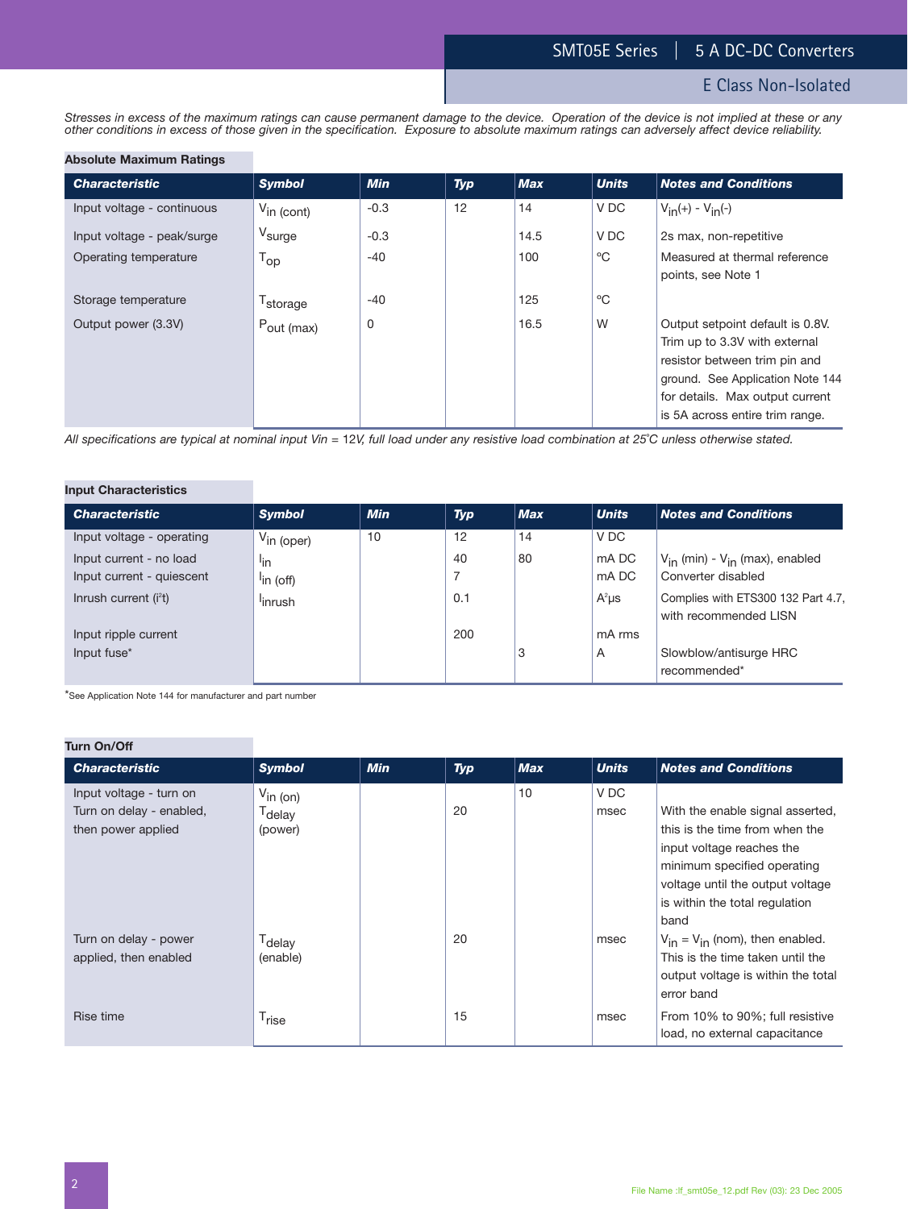*Stresses in excess of the maximum ratings can cause permanent damage to the device. Operation of the device is not implied at these or any other conditions in excess of those given in the specification. Exposure to absolute maximum ratings can adversely affect device reliability.*

### Absolute Maximum Ratings

| Characteristic | Symbol | Min | Typ | Max | Units | Notes and Conditions |
|---|---|---|---|---|---|---|
| Input voltage - continuous | $V_{in\ (cont)}$ | -0.3 | 12 | 14 | V DC | $V_{in}(+) - V_{in}(-)$ |
| Input voltage - peak/surge | $V_{surge}$ | -0.3 | | 14.5 | V DC | 2s max, non-repetitive |
| Operating temperature | $T_{op}$ | -40 | | 100 | °C | Measured at thermal reference points, see Note 1 |
| Storage temperature | $T_{storage}$ | -40 | | 125 | °C | |
| Output power (3.3V) | $P_{out\ (max)}$ | 0 | | 16.5 | W | Output setpoint default is 0.8V. Trim up to 3.3V with external resistor between trim pin and ground. See Application Note 144 for details. Max output current is 5A across entire trim range. |

*All specifications are typical at nominal input Vin = 12V, full load under any resistive load combination at 25°C unless otherwise stated.*

### Input Characteristics

| Characteristic | Symbol | Min | Typ | Max | Units | Notes and Conditions |
|---|---|---|---|---|---|---|
| Input voltage - operating | $V_{in\ (oper)}$ | 10 | 12 | 14 | V DC | |
| Input current - no load | $I_{in}$ | | 40 | 80 | mA DC | $V_{in}$ (min) - $V_{in}$ (max), enabled |
| Input current - quiescent | $I_{in\ (off)}$ | | 7 | | mA DC | Converter disabled |
| Inrush current ($i^2t$) | $I_{inrush}$ | | 0.1 | | $A^2\mu s$ | Complies with ETS300 132 Part 4.7, with recommended LISN |
| Input ripple current | | | 200 | | mA rms | |
| Input fuse* | | | | 3 | A | Slowblow/antisurge HRC recommended* |

*See Application Note 144 for manufacturer and part number

### Turn On/Off

| Characteristic | Symbol | Min | Typ | Max | Units | Notes and Conditions |
|---|---|---|---|---|---|---|
| Input voltage - turn on | $V_{in\ (on)}$ | | | 10 | V DC | |
| Turn on delay - enabled, then power applied | $T_{delay}$ (power) | | 20 | | msec | With the enable signal asserted, this is the time from when the input voltage reaches the minimum specified operating voltage until the output voltage is within the total regulation band |
| Turn on delay - power applied, then enabled | $T_{delay}$ (enable) | | 20 | | msec | $V_{in} = V_{in}$ (nom), then enabled. This is the time taken until the output voltage is within the total error band |
| Rise time | $T_{rise}$ | | 15 | | msec | From 10% to 90%; full resistive load, no external capacitance |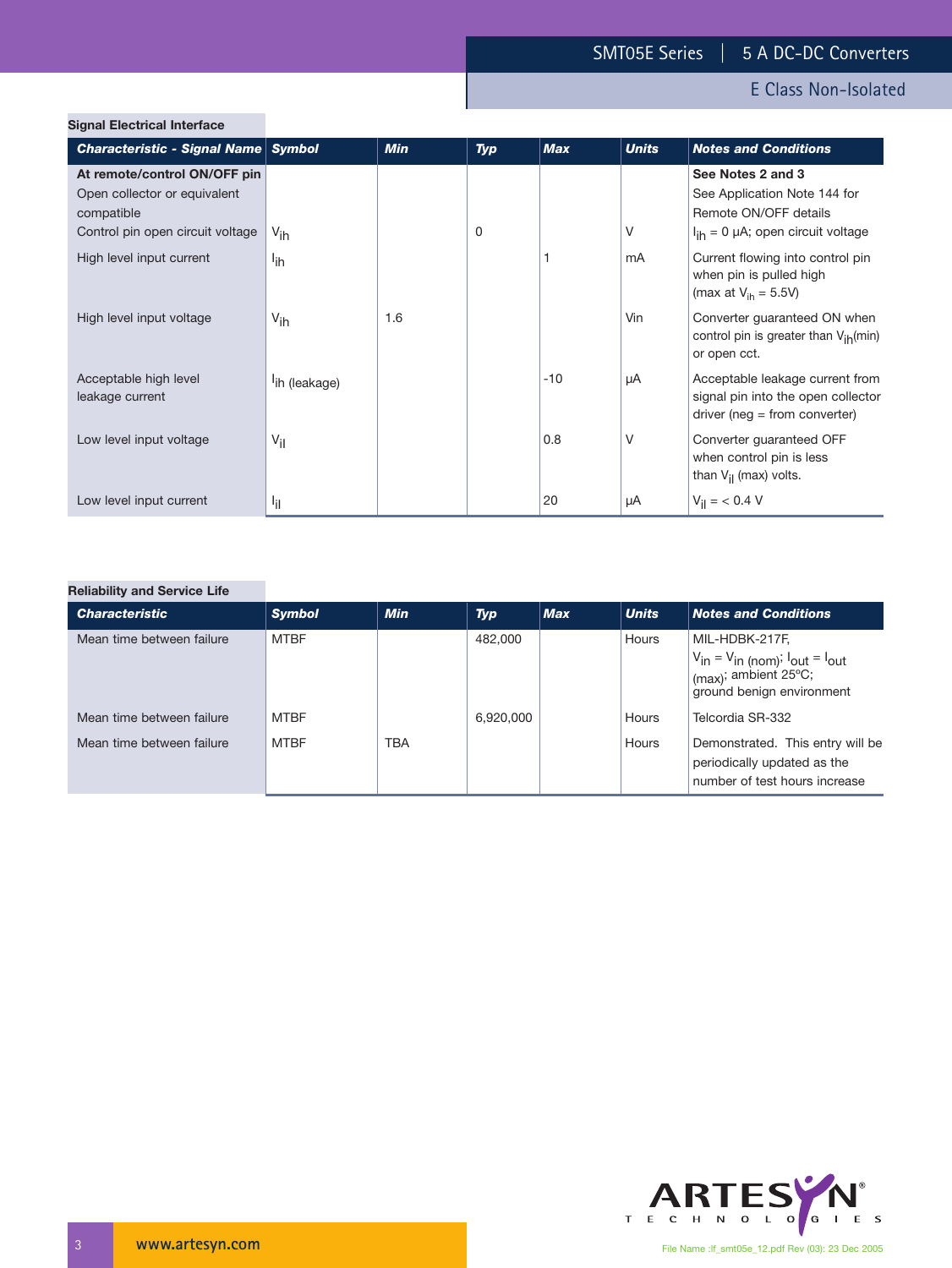## Signal Electrical Interface

| Characteristic - Signal Name | Symbol | Min | Typ | Max | Units | Notes and Conditions |
|---|---|---|---|---|---|---|
| **At remote/control ON/OFF pin** Open collector or equivalent compatible | | | | | | **See Notes 2 and 3** See Application Note 144 for Remote ON/OFF details |
| Control pin open circuit voltage | $V_{ih}$ | | 0 | | V | $I_{ih}$ = 0 μA; open circuit voltage |
| High level input current | $I_{ih}$ | | | 1 | mA | Current flowing into control pin when pin is pulled high (max at $V_{ih}$ = 5.5V) |
| High level input voltage | $V_{ih}$ | 1.6 | | | Vin | Converter guaranteed ON when control pin is greater than $V_{ih}$(min) or open cct. |
| Acceptable high level leakage current | $I_{ih}$ (leakage) | | | -10 | μA | Acceptable leakage current from signal pin into the open collector driver (neg = from converter) |
| Low level input voltage | $V_{il}$ | | | 0.8 | V | Converter guaranteed OFF when control pin is less than $V_{il}$ (max) volts. |
| Low level input current | $I_{il}$ | | | 20 | μA | $V_{il}$ = < 0.4 V |

## Reliability and Service Life

| Characteristic | Symbol | Min | Typ | Max | Units | Notes and Conditions |
|---|---|---|---|---|---|---|
| Mean time between failure | MTBF | | 482,000 | | Hours | MIL-HDBK-217F, $V_{in} = V_{in\ (nom)}$; $I_{out} = I_{out\ (max)}$; ambient 25ºC; ground benign environment |
| Mean time between failure | MTBF | | 6,920,000 | | Hours | Telcordia SR-332 |
| Mean time between failure | MTBF | TBA | | | Hours | Demonstrated. This entry will be periodically updated as the number of test hours increase |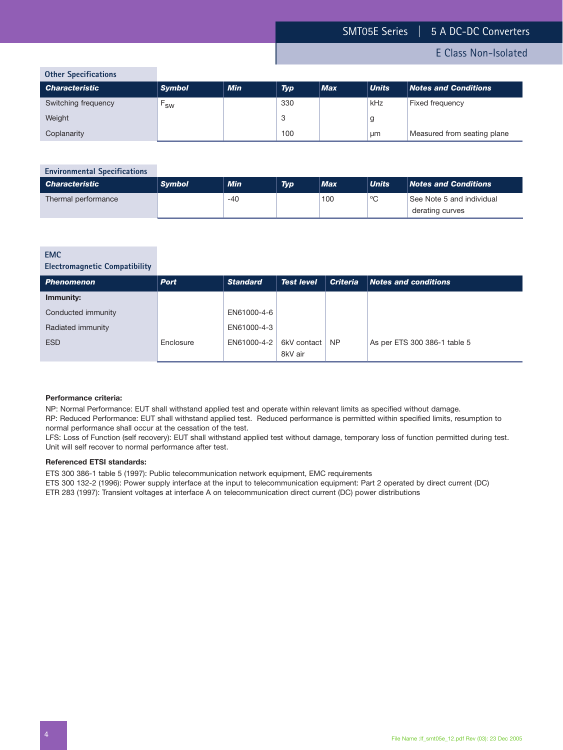## Other Specifications

| Characteristic | Symbol | Min | Typ | Max | Units | Notes and Conditions |
|---|---|---|---|---|---|---|
| Switching frequency | $F_{SW}$ | | 330 | | kHz | Fixed frequency |
| Weight | | | 3 | | g | |
| Coplanarity | | | 100 | | µm | Measured from seating plane |

## Environmental Specifications

| Characteristic | Symbol | Min | Typ | Max | Units | Notes and Conditions |
|---|---|---|---|---|---|---|
| Thermal performance | | -40 | | 100 | °C | See Note 5 and individual derating curves |

## EMC
## Electromagnetic Compatibility

| Phenomenon | Port | Standard | Test level | Criteria | Notes and conditions |
|---|---|---|---|---|---|
| **Immunity:** | | | | | |
| Conducted immunity | | EN61000-4-6 | | | |
| Radiated immunity | | EN61000-4-3 | | | |
| ESD | Enclosure | EN61000-4-2 | 6kV contact 8kV air | NP | As per ETS 300 386-1 table 5 |

**Performance criteria:**

NP: Normal Performance: EUT shall withstand applied test and operate within relevant limits as specified without damage.
RP: Reduced Performance: EUT shall withstand applied test. Reduced performance is permitted within specified limits, resumption to normal performance shall occur at the cessation of the test.
LFS: Loss of Function (self recovery): EUT shall withstand applied test without damage, temporary loss of function permitted during test. Unit will self recover to normal performance after test.

**Referenced ETSI standards:**

ETS 300 386-1 table 5 (1997): Public telecommunication network equipment, EMC requirements
ETS 300 132-2 (1996): Power supply interface at the input to telecommunication equipment: Part 2 operated by direct current (DC)
ETR 283 (1997): Transient voltages at interface A on telecommunication direct current (DC) power distributions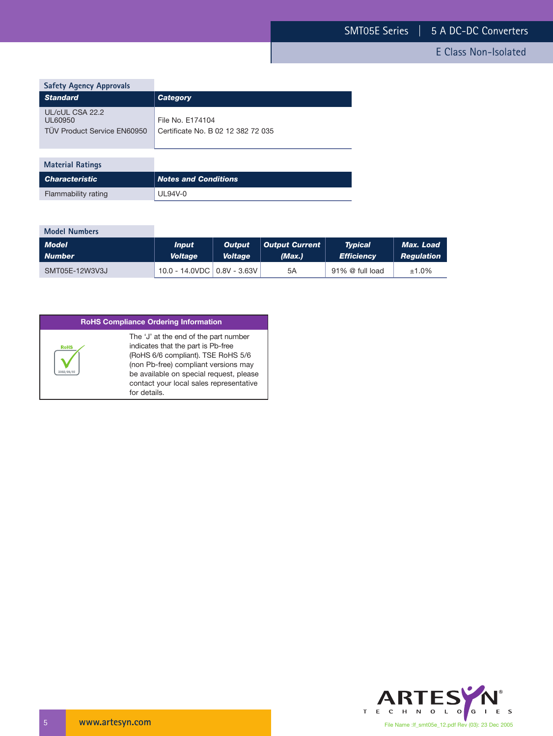## Safety Agency Approvals

| Standard | Category |
|---|---|
| UL/cUL CSA 22.2 UL60950 | File No. E174104 |
| TÜV Product Service EN60950 | Certificate No. B 02 12 382 72 035 |

## Material Ratings

| Characteristic | Notes and Conditions |
|---|---|
| Flammability rating | UL94V-0 |

## Model Numbers

| Model Number | Input Voltage | Output Voltage | Output Current (Max.) | Typical Efficiency | Max. Load Regulation |
|---|---|---|---|---|---|
| SMT05E-12W3V3J | 10.0 - 14.0VDC | 0.8V - 3.63V | 5A | 91% @ full load | ±1.0% |

### RoHS Compliance Ordering Information

The 'J' at the end of the part number indicates that the part is Pb-free (RoHS 6/6 compliant). TSE RoHS 5/6 (non Pb-free) compliant versions may be available on special request, please contact your local sales representative for details.

www.artesyn.com

File Name :lf_smt05e_12.pdf Rev (03): 23 Dec 2005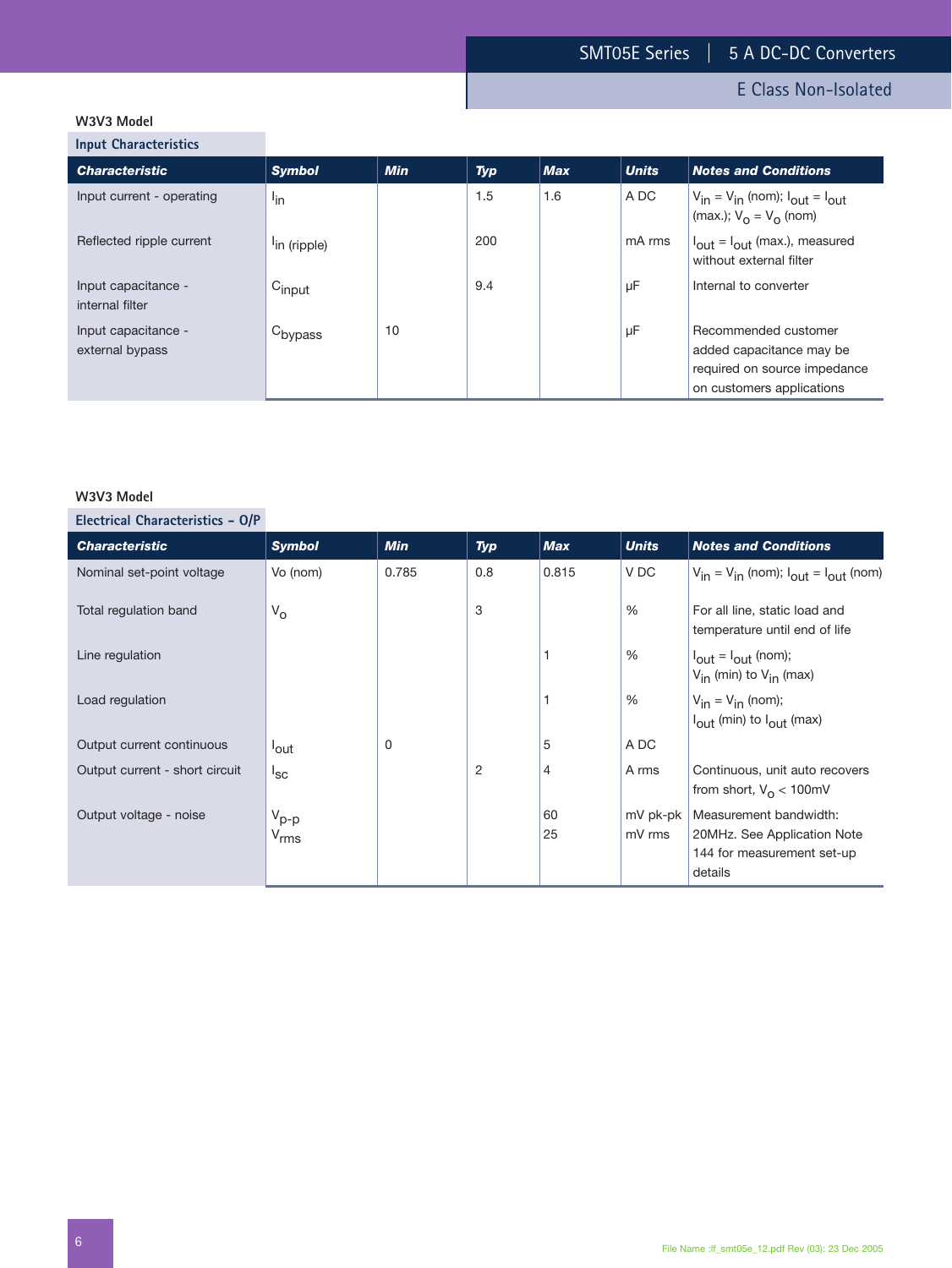### W3V3 Model

**Input Characteristics**

| Characteristic | Symbol | Min | Typ | Max | Units | Notes and Conditions |
|---|---|---|---|---|---|---|
| Input current - operating | $I_{in}$ | | 1.5 | 1.6 | A DC | $V_{in} = V_{in}$ (nom); $I_{out} = I_{out}$ (max.); $V_o = V_o$ (nom) |
| Reflected ripple current | $I_{in\ (ripple)}$ | | 200 | | mA rms | $I_{out} = I_{out}$ (max.), measured without external filter |
| Input capacitance - internal filter | $C_{input}$ | | 9.4 | | µF | Internal to converter |
| Input capacitance - external bypass | $C_{bypass}$ | 10 | | | µF | Recommended customer added capacitance may be required on source impedance on customers applications |

### W3V3 Model

**Electrical Characteristics – O/P**

| Characteristic | Symbol | Min | Typ | Max | Units | Notes and Conditions |
|---|---|---|---|---|---|---|
| Nominal set-point voltage | Vo (nom) | 0.785 | 0.8 | 0.815 | V DC | $V_{in} = V_{in}$ (nom); $I_{out} = I_{out}$ (nom) |
| Total regulation band | $V_o$ | | 3 | | % | For all line, static load and temperature until end of life |
| Line regulation | | | | 1 | % | $I_{out} = I_{out}$ (nom); $V_{in}$ (min) to $V_{in}$ (max) |
| Load regulation | | | | 1 | % | $V_{in} = V_{in}$ (nom); $I_{out}$ (min) to $I_{out}$ (max) |
| Output current continuous | $I_{out}$ | 0 | | 5 | A DC | |
| Output current - short circuit | $I_{sc}$ | | 2 | 4 | A rms | Continuous, unit auto recovers from short, $V_o$ < 100mV |
| Output voltage - noise | $V_{p\text{-}p}$<br>$V_{rms}$ | | | 60<br>25 | mV pk-pk<br>mV rms | Measurement bandwidth: 20MHz. See Application Note 144 for measurement set-up details |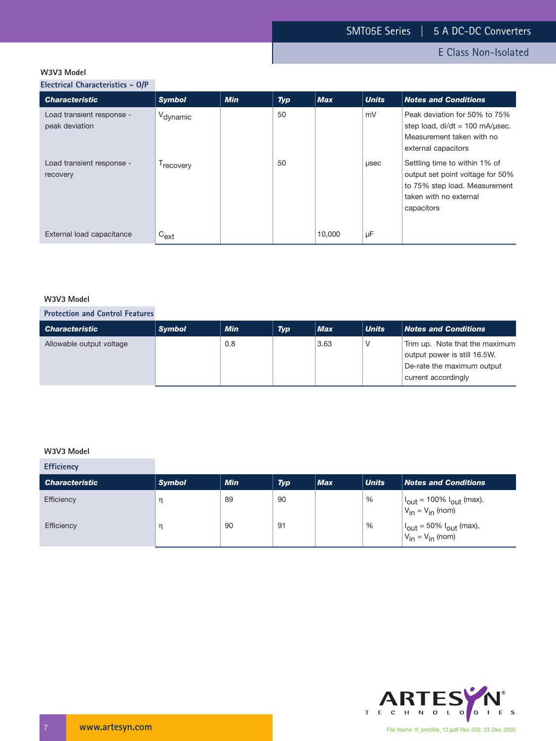**W3V3 Model**

**Electrical Characteristics - O/P**

| Characteristic | Symbol | Min | Typ | Max | Units | Notes and Conditions |
|---|---|---|---|---|---|---|
| Load transient response - peak deviation | $V_{dynamic}$ | | 50 | | mV | Peak deviation for 50% to 75% step load, di/dt = 100 mA/μsec. Measurement taken with no external capacitors |
| Load transient response - recovery | $T_{recovery}$ | | 50 | | μsec | Settling time to within 1% of output set point voltage for 50% to 75% step load. Measurement taken with no external capacitors |
| External load capacitance | $C_{ext}$ | | | 10,000 | μF | |

**W3V3 Model**

**Protection and Control Features**

| Characteristic | Symbol | Min | Typ | Max | Units | Notes and Conditions |
|---|---|---|---|---|---|---|
| Allowable output voltage | | 0.8 | | 3.63 | V | Trim up. Note that the maximum output power is still 16.5W. De-rate the maximum output current accordingly |

**W3V3 Model**

**Efficiency**

| Characteristic | Symbol | Min | Typ | Max | Units | Notes and Conditions |
|---|---|---|---|---|---|---|
| Efficiency | $\eta$ | 89 | 90 | | % | $I_{out}$ = 100% $I_{out}$ (max), $V_{in}$ = $V_{in}$ (nom) |
| Efficiency | $\eta$ | 90 | 91 | | % | $I_{out}$ = 50% $I_{out}$ (max), $V_{in}$ = $V_{in}$ (nom) |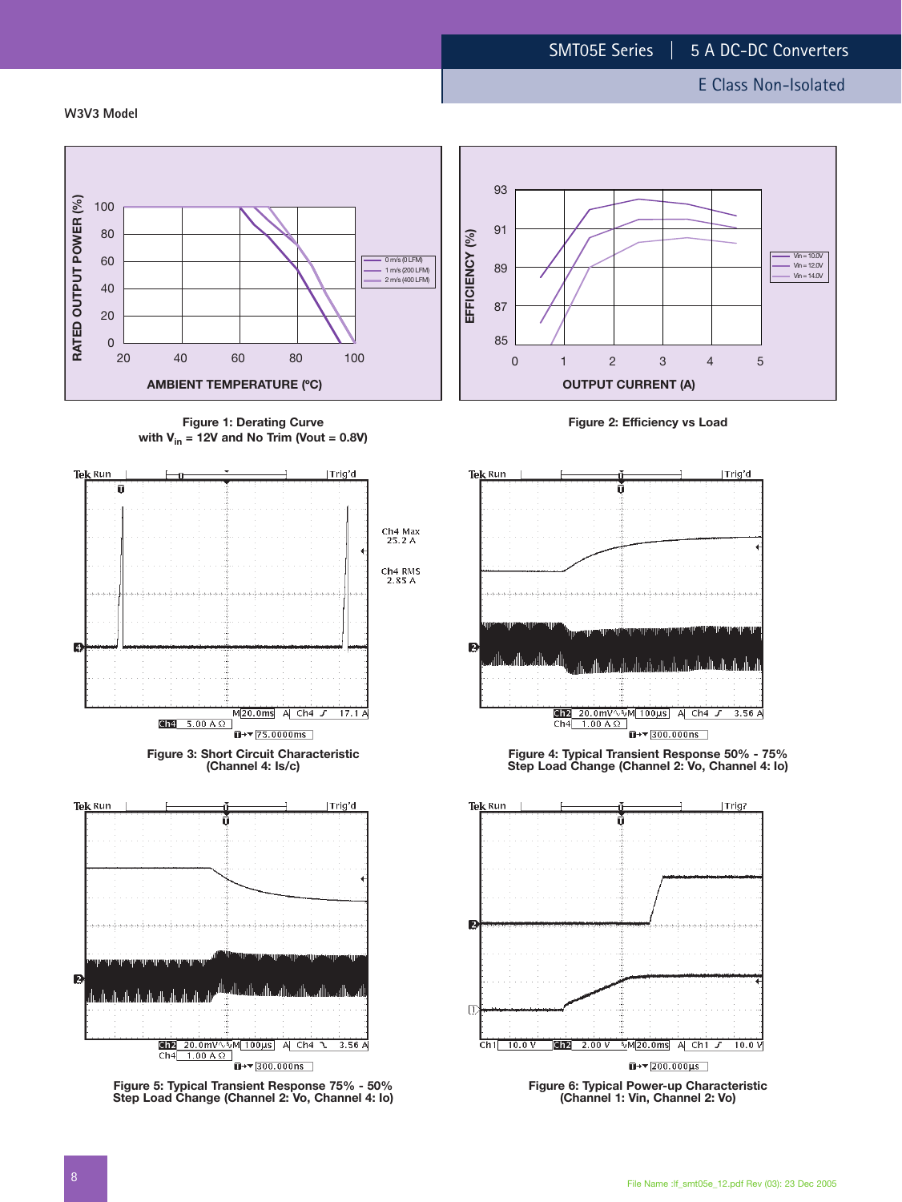## W3V3 Model

Figure 1: Derating Curve
with $V_{in}$ = 12V and No Trim (Vout = 0.8V)

Figure 2: Efficiency vs Load

Figure 3: Short Circuit Characteristic
(Channel 4: Is/c)

Figure 4: Typical Transient Response 50% - 75% Step Load Change (Channel 2: Vo, Channel 4: Io)

Figure 5: Typical Transient Response 75% - 50% Step Load Change (Channel 2: Vo, Channel 4: Io)

Figure 6: Typical Power-up Characteristic
(Channel 1: Vin, Channel 2: Vo)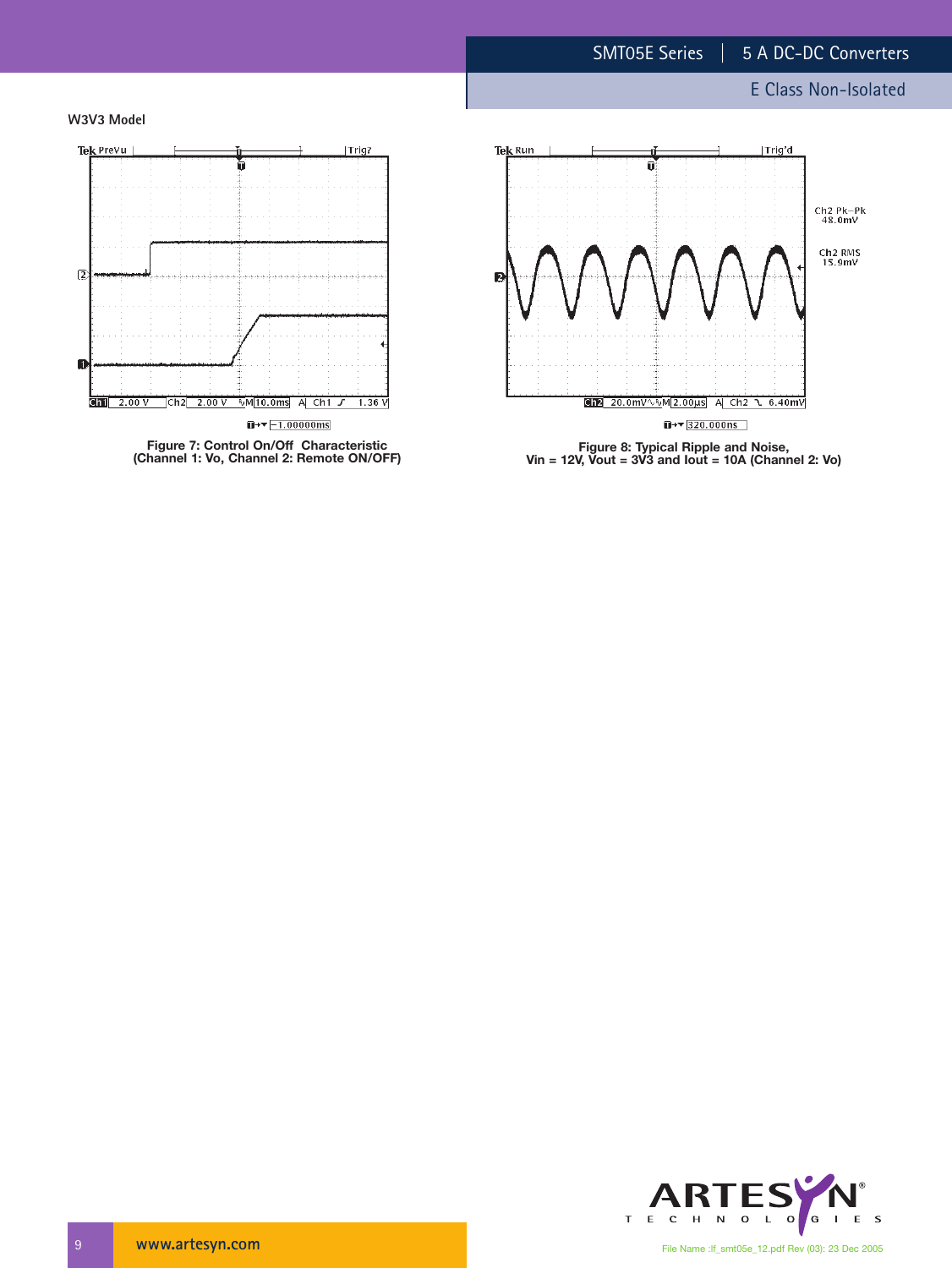**W3V3 Model**

Figure 7: Control On/Off Characteristic
(Channel 1: Vo, Channel 2: Remote ON/OFF)

Figure 8: Typical Ripple and Noise,
Vin = 12V, Vout = 3V3 and Iout = 10A (Channel 2: Vo)

File Name :lf_smt05e_12.pdf Rev (03): 23 Dec 2005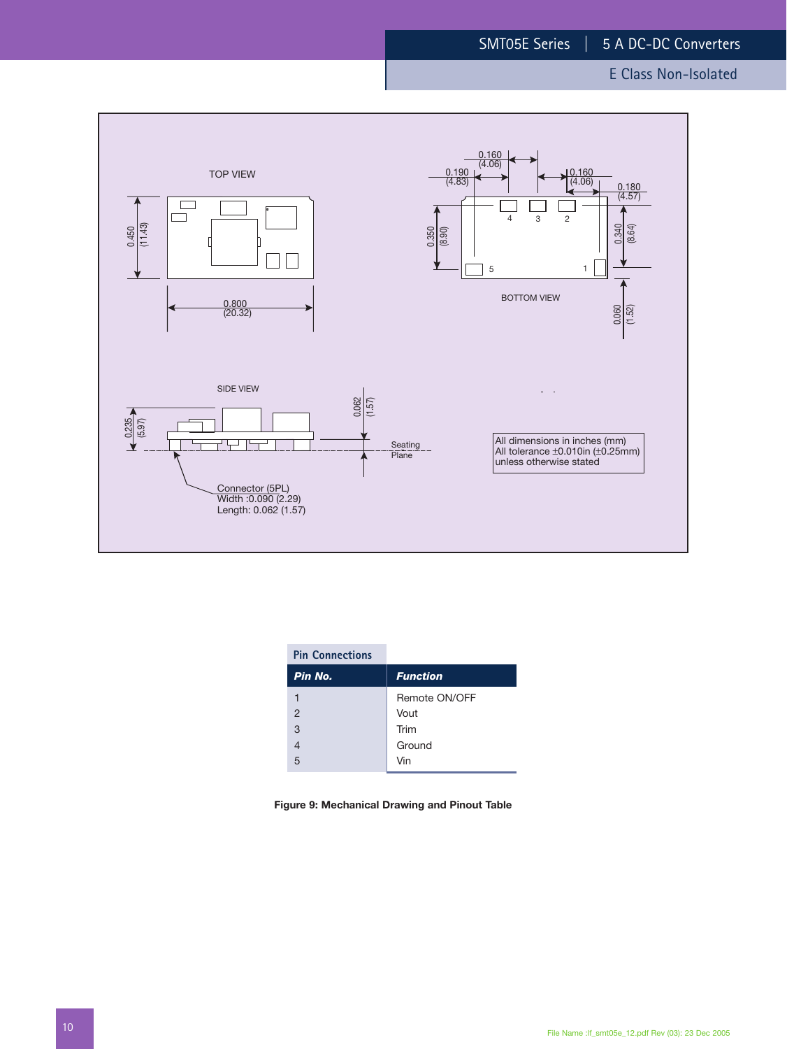TOP VIEW

0.450 (11.43)

0.800 (20.32)

BOTTOM VIEW

0.160 (4.06)

0.190 (4.83)

0.160 (4.06)

0.180 (4.57)

0.350 (8.90)

0.340 (8.64)

0.060 (1.52)

SIDE VIEW

0.235 (5.97)

0.062 (1.57)

Seating Plane

Connector (5PL)
Width :0.090 (2.29)
Length: 0.062 (1.57)

All dimensions in inches (mm)
All tolerance ±0.010in (±0.25mm)
unless otherwise stated

**Pin Connections**

| Pin No. | Function |
|---|---|
| 1 | Remote ON/OFF |
| 2 | Vout |
| 3 | Trim |
| 4 | Ground |
| 5 | Vin |

**Figure 9: Mechanical Drawing and Pinout Table**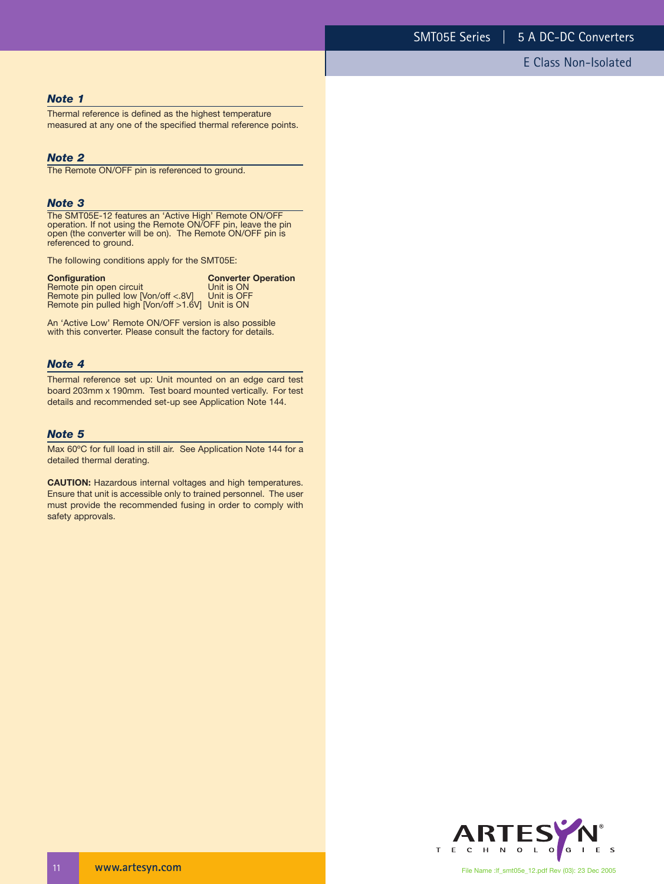### *Note 1*

Thermal reference is defined as the highest temperature measured at any one of the specified thermal reference points.

### *Note 2*

The Remote ON/OFF pin is referenced to ground.

### *Note 3*

The SMT05E-12 features an 'Active High' Remote ON/OFF operation. If not using the Remote ON/OFF pin, leave the pin open (the converter will be on). The Remote ON/OFF pin is referenced to ground.

The following conditions apply for the SMT05E:

| Configuration | Converter Operation |
|---|---|
| Remote pin open circuit | Unit is ON |
| Remote pin pulled low [Von/off <.8V] | Unit is OFF |
| Remote pin pulled high [Von/off >1.6V] | Unit is ON |

An 'Active Low' Remote ON/OFF version is also possible with this converter. Please consult the factory for details.

### *Note 4*

Thermal reference set up: Unit mounted on an edge card test board 203mm x 190mm. Test board mounted vertically. For test details and recommended set-up see Application Note 144.

### *Note 5*

Max 60ºC for full load in still air. See Application Note 144 for a detailed thermal derating.

**CAUTION:** Hazardous internal voltages and high temperatures. Ensure that unit is accessible only to trained personnel. The user must provide the recommended fusing in order to comply with safety approvals.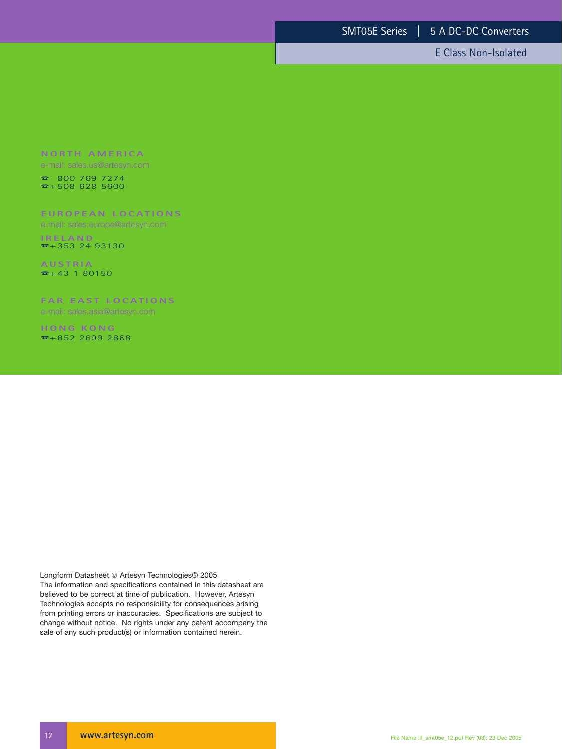## NORTH AMERICA

e-mail: sales.us@artesyn.com

☎ 800 769 7274
☎+508 628 5600

## EUROPEAN LOCATIONS

e-mail: sales.europe@artesyn.com

### IRELAND

☎+353 24 93130

### AUSTRIA

☎+43 1 80150

## FAR EAST LOCATIONS

e-mail: sales.asia@artesyn.com

### HONG KONG

☎+852 2699 2868

Longform Datasheet © Artesyn Technologies® 2005
The information and specifications contained in this datasheet are believed to be correct at time of publication. However, Artesyn Technologies accepts no responsibility for consequences arising from printing errors or inaccuracies. Specifications are subject to change without notice. No rights under any patent accompany the sale of any such product(s) or information contained herein.